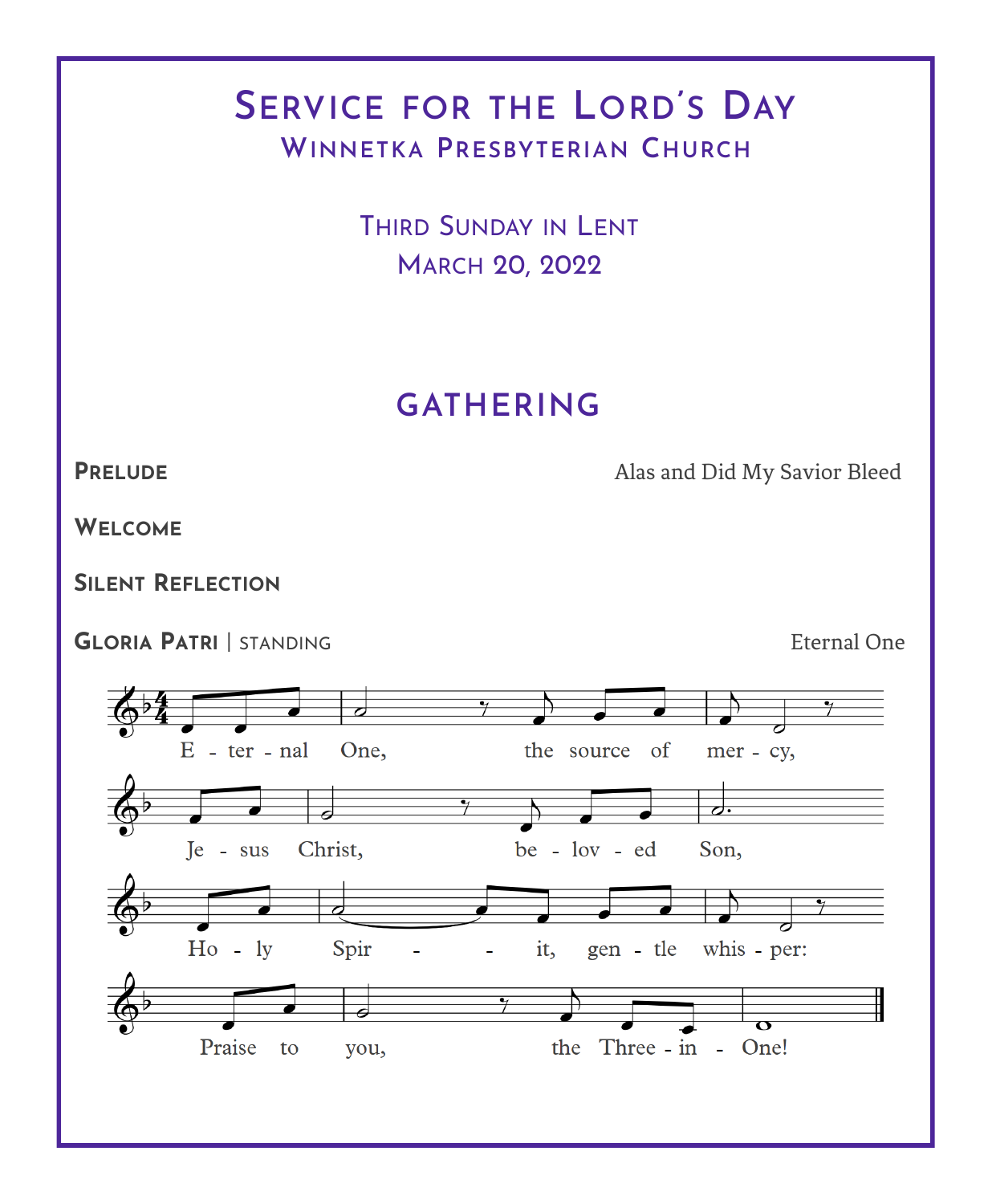# Service for the Lord's Day

## Winnetka Presbyterian Church

Third Sunday in Lent
March 20, 2022

## GATHERING

**Prelude** — Alas and Did My Savior Bleed

**Welcome**

**Silent Reflection**

**Gloria Patri** | standing — Eternal One

Eternal One, the source of mercy,
Jesus Christ, beloved Son,
Holy Spirit, gentle whisper:
Praise to you, the Three-in-One!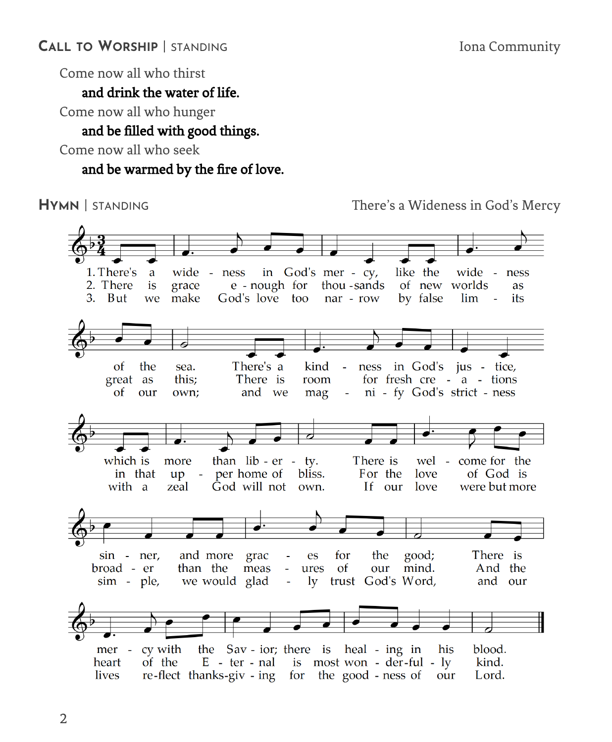## CALL TO WORSHIP | STANDING

Iona Community

Come now all who thirst

**and drink the water of life.**

Come now all who hunger

**and be filled with good things.**

Come now all who seek

**and be warmed by the fire of love.**

## HYMN | STANDING

There's a Wideness in God's Mercy

1. There's a wideness in God's mercy, like the wideness of the sea. There's a kindness in God's justice, which is more than liberty. There is welcome for the sinner, and more graces for the good; There is mercy with the Savior; there is healing in his blood.

2. There is grace enough for thousands of new worlds as great as this; There is room for fresh creations in that upper home of bliss. For the love of God is broader than the measures of our mind. And the heart of the Eternal is most wonderfully kind.

3. But we make God's love too narrow by false limits of our own; and we magnify God's strictness with a zeal God will not own. If our love were but more simple, we would gladly trust God's Word, and our lives reflect thanksgiving for the goodness of our Lord.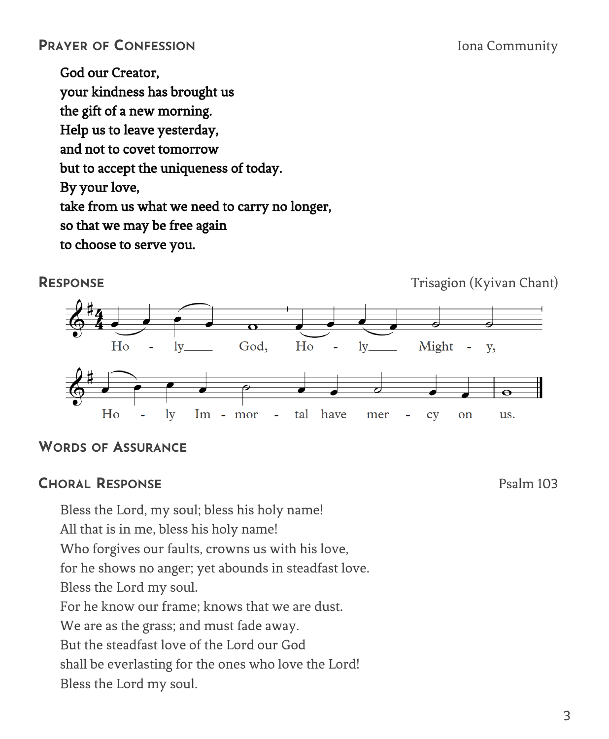## Prayer of Confession

Iona Community

**God our Creator,**
**your kindness has brought us**
**the gift of a new morning.**
**Help us to leave yesterday,**
**and not to covet tomorrow**
**but to accept the uniqueness of today.**
**By your love,**
**take from us what we need to carry no longer,**
**so that we may be free again**
**to choose to serve you.**

## Response

Trisagion (Kyivan Chant)

Holy God, Holy Mighty,
Holy Immortal have mercy on us.

## Words of Assurance

## Choral Response

Psalm 103

Bless the Lord, my soul; bless his holy name!
All that is in me, bless his holy name!
Who forgives our faults, crowns us with his love,
for he shows no anger; yet abounds in steadfast love.
Bless the Lord my soul.
For he know our frame; knows that we are dust.
We are as the grass; and must fade away.
But the steadfast love of the Lord our God
shall be everlasting for the ones who love the Lord!
Bless the Lord my soul.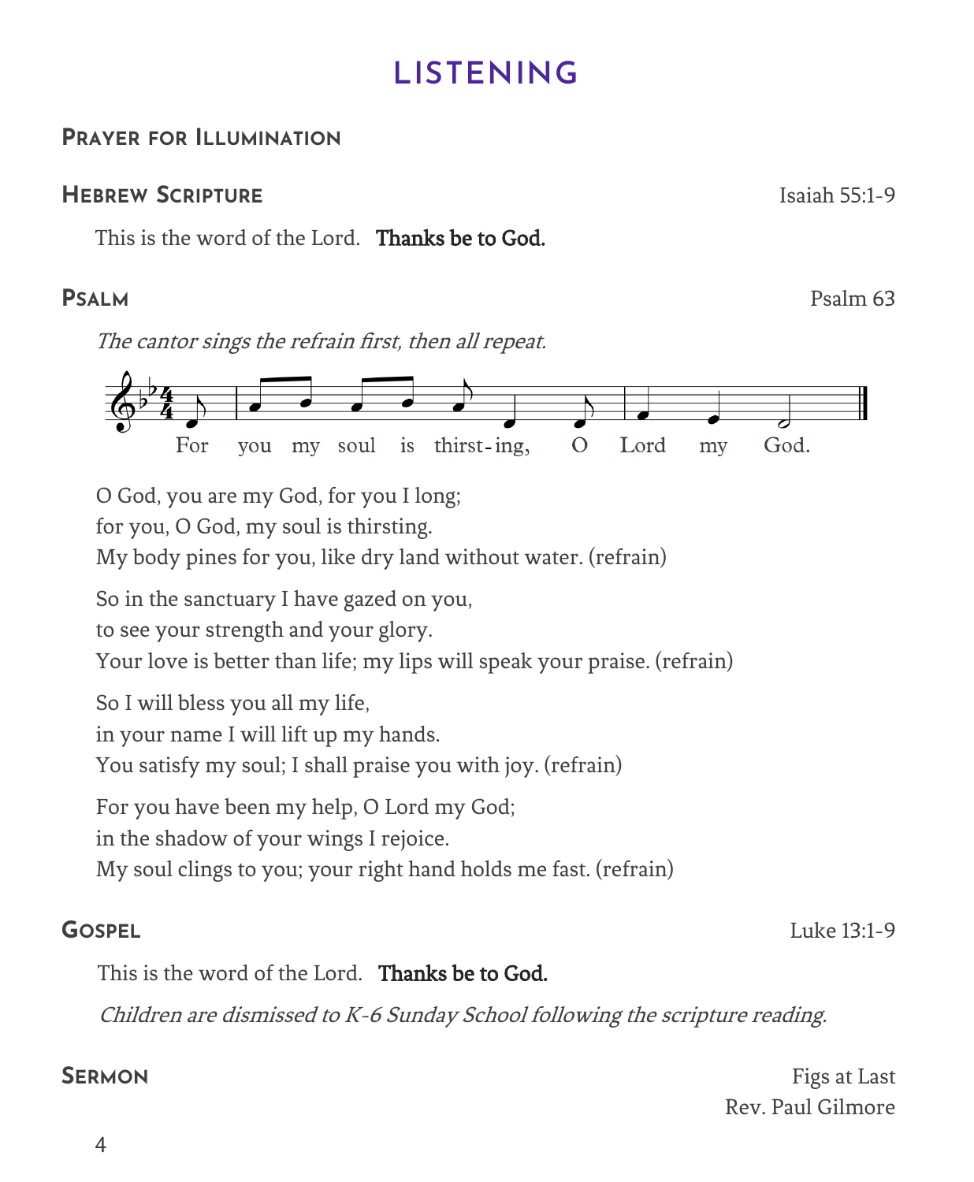# LISTENING

## Prayer for Illumination

## Hebrew Scripture

Isaiah 55:1-9

This is the word of the Lord. **Thanks be to God.**

## Psalm

Psalm 63

*The cantor sings the refrain first, then all repeat.*

For you my soul is thirst-ing, O Lord my God.

O God, you are my God, for you I long;
for you, O God, my soul is thirsting.
My body pines for you, like dry land without water. (refrain)

So in the sanctuary I have gazed on you,
to see your strength and your glory.
Your love is better than life; my lips will speak your praise. (refrain)

So I will bless you all my life,
in your name I will lift up my hands.
You satisfy my soul; I shall praise you with joy. (refrain)

For you have been my help, O Lord my God;
in the shadow of your wings I rejoice.
My soul clings to you; your right hand holds me fast. (refrain)

## Gospel

Luke 13:1-9

This is the word of the Lord. **Thanks be to God.**

*Children are dismissed to K-6 Sunday School following the scripture reading.*

## Sermon

Figs at Last
Rev. Paul Gilmore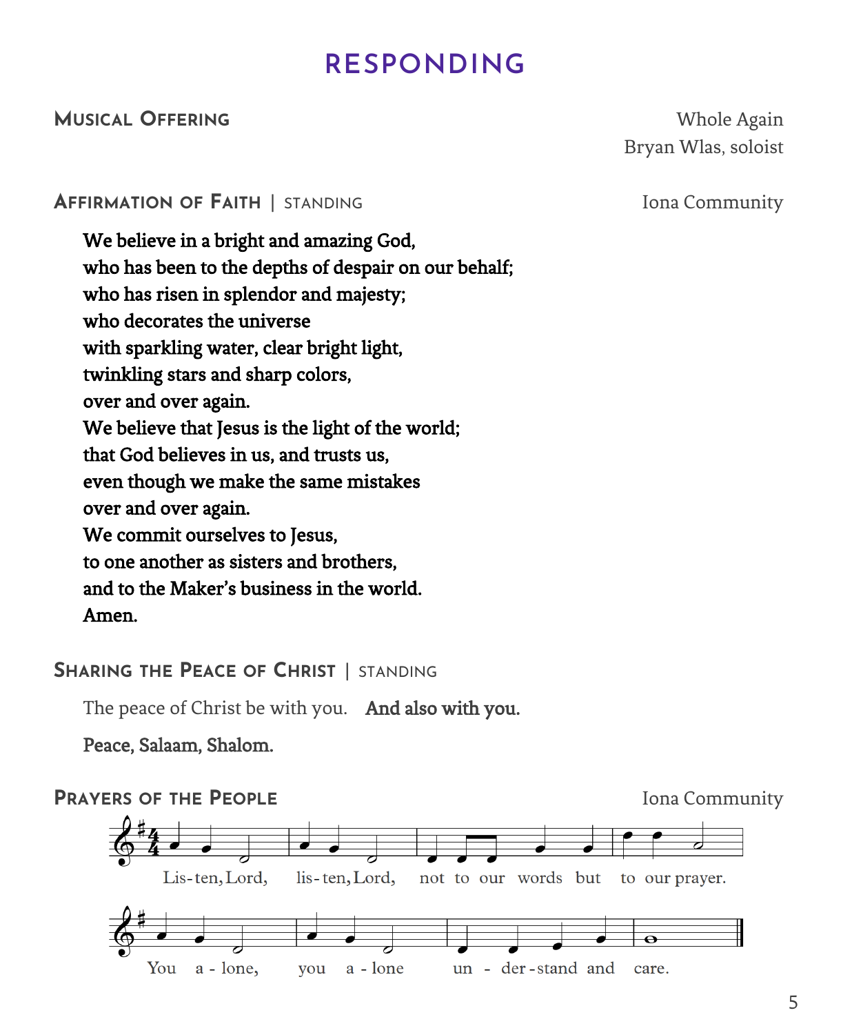# RESPONDING

**Musical Offering** — Whole Again
Bryan Wlas, soloist

**Affirmation of Faith** | standing — Iona Community

**We believe in a bright and amazing God,**
**who has been to the depths of despair on our behalf;**
**who has risen in splendor and majesty;**
**who decorates the universe**
**with sparkling water, clear bright light,**
**twinkling stars and sharp colors,**
**over and over again.**
**We believe that Jesus is the light of the world;**
**that God believes in us, and trusts us,**
**even though we make the same mistakes**
**over and over again.**
**We commit ourselves to Jesus,**
**to one another as sisters and brothers,**
**and to the Maker's business in the world.**
**Amen.**

**Sharing the Peace of Christ** | standing

The peace of Christ be with you. **And also with you.**

**Peace, Salaam, Shalom.**

**Prayers of the People** — Iona Community

Lis-ten, Lord, lis-ten, Lord, not to our words but to our prayer.
You a-lone, you a-lone un-der-stand and care.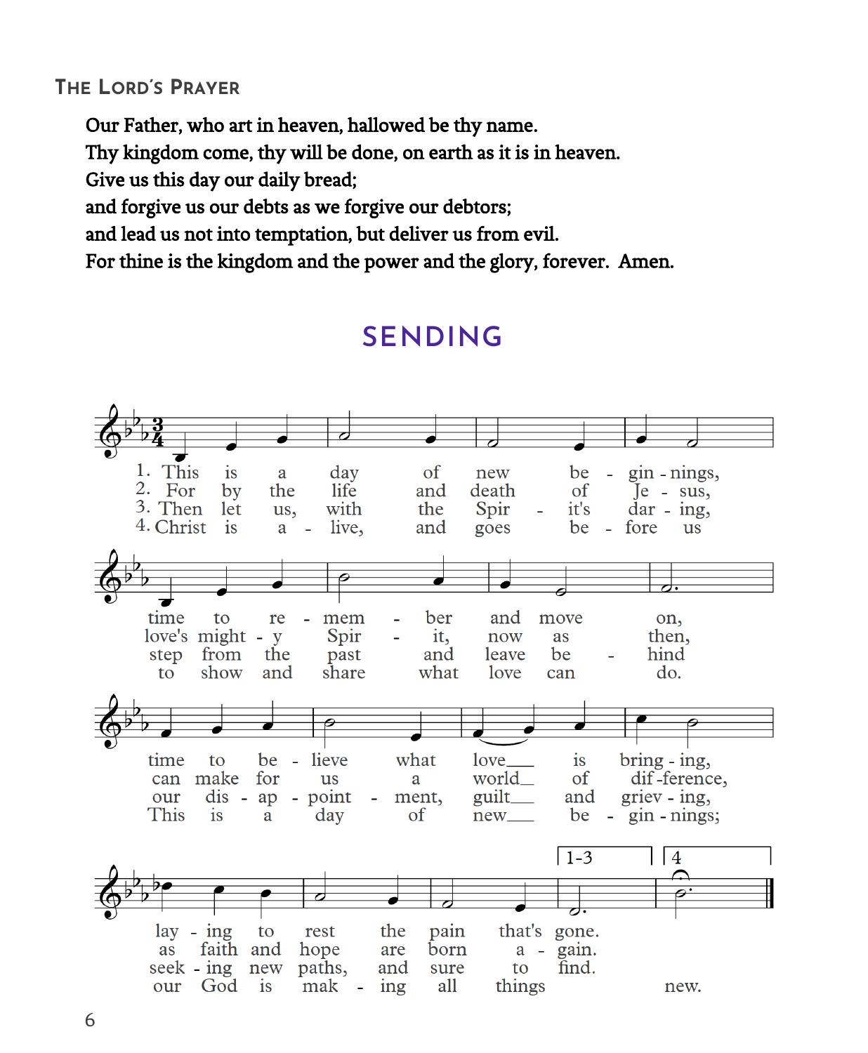## The Lord's Prayer

**Our Father, who art in heaven, hallowed be thy name.**
**Thy kingdom come, thy will be done, on earth as it is in heaven.**
**Give us this day our daily bread;**
**and forgive us our debts as we forgive our debtors;**
**and lead us not into temptation, but deliver us from evil.**
**For thine is the kingdom and the power and the glory, forever. Amen.**

# SENDING

1. This is a day of new beginnings,
time to remember and move on,
time to believe what love is bringing,
laying to rest the pain that's gone.

2. For by the life and death of Jesus,
love's mighty Spirit, now as then,
can make for us a world of difference,
as faith and hope are born again.

3. Then let us, with the Spirit's daring,
step from the past and leave behind
our disappointment, guilt and grieving,
seeking new paths, and sure to find.

4. Christ is alive, and goes before us
to show and share what love can do.
This is a day of new beginnings;
our God is making all things new.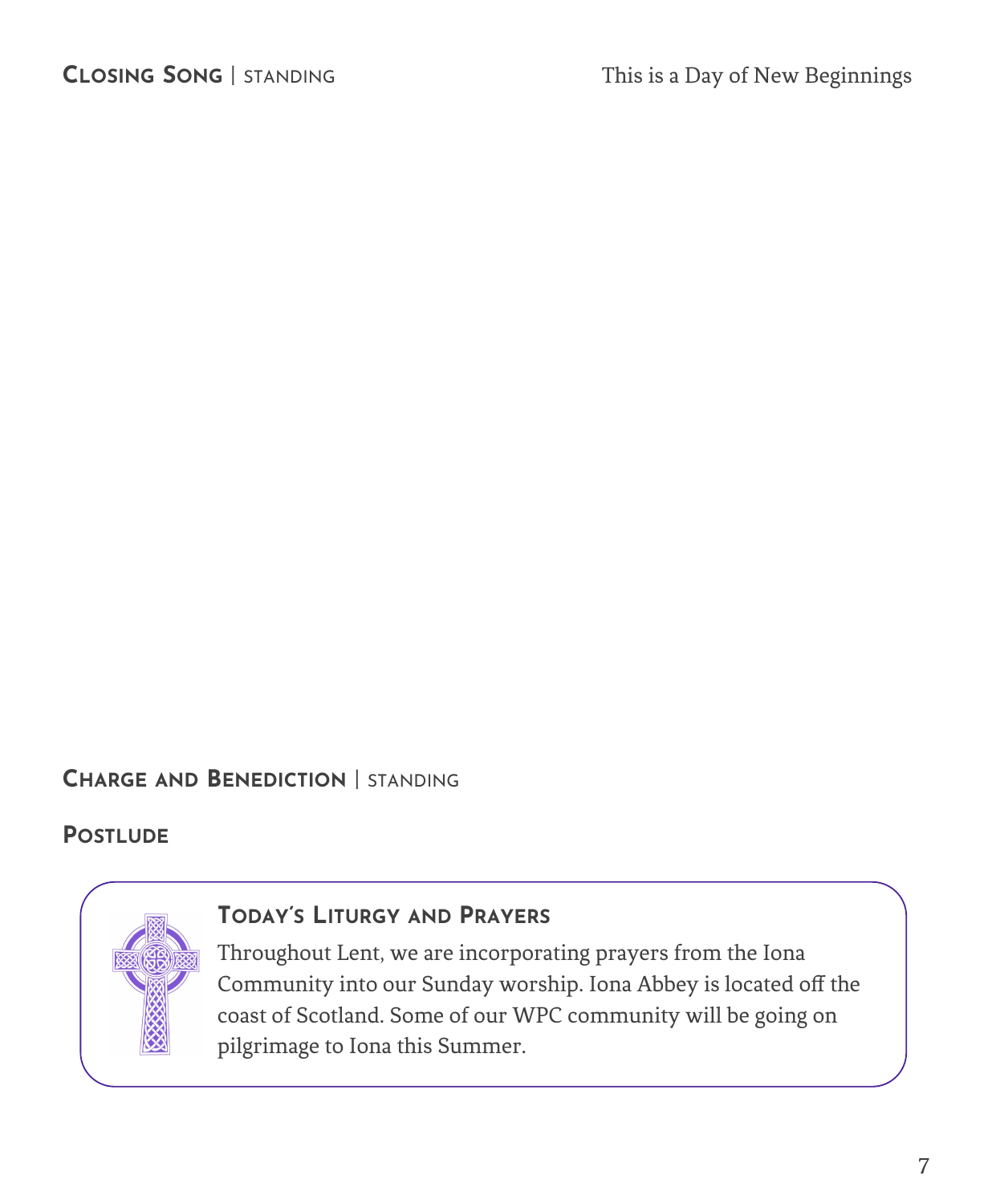**Closing Song** | standing

This is a Day of New Beginnings

**Charge and Benediction** | standing

**Postlude**

**Today's Liturgy and Prayers**

Throughout Lent, we are incorporating prayers from the Iona Community into our Sunday worship. Iona Abbey is located off the coast of Scotland. Some of our WPC community will be going on pilgrimage to Iona this Summer.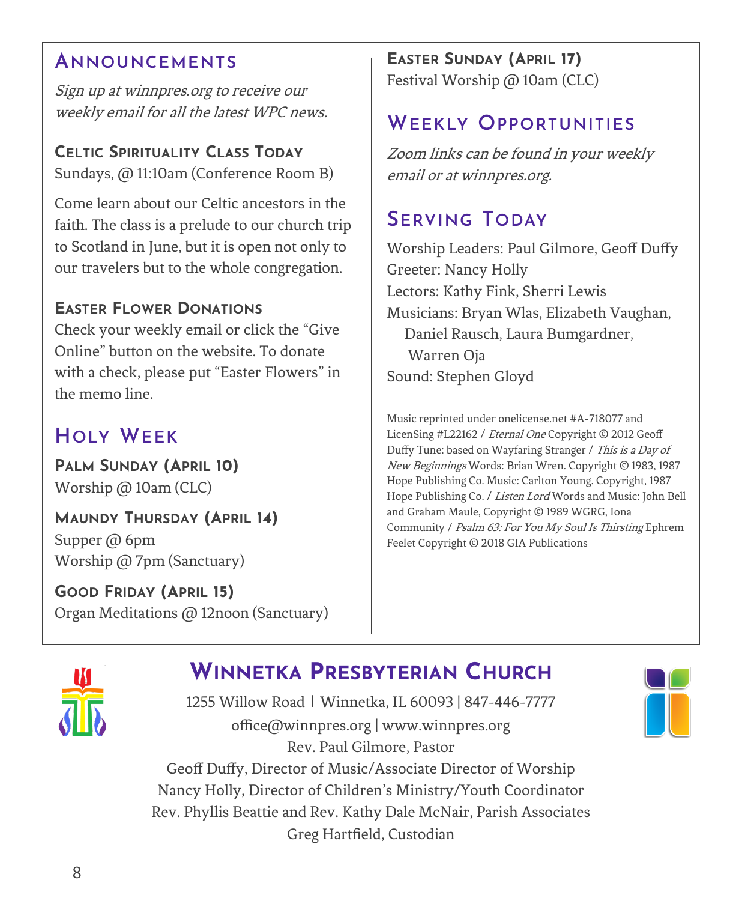## Announcements

*Sign up at winnpres.org to receive our weekly email for all the latest WPC news.*

### Celtic Spirituality Class Today

Sundays, @ 11:10am (Conference Room B)

Come learn about our Celtic ancestors in the faith. The class is a prelude to our church trip to Scotland in June, but it is open not only to our travelers but to the whole congregation.

### Easter Flower Donations

Check your weekly email or click the "Give Online" button on the website. To donate with a check, please put "Easter Flowers" in the memo line.

## Holy Week

### Palm Sunday (April 10)

Worship @ 10am (CLC)

### Maundy Thursday (April 14)

Supper @ 6pm
Worship @ 7pm (Sanctuary)

### Good Friday (April 15)

Organ Meditations @ 12noon (Sanctuary)

### Easter Sunday (April 17)

Festival Worship @ 10am (CLC)

## Weekly Opportunities

*Zoom links can be found in your weekly email or at winnpres.org.*

## Serving Today

Worship Leaders: Paul Gilmore, Geoff Duffy
Greeter: Nancy Holly
Lectors: Kathy Fink, Sherri Lewis
Musicians: Bryan Wlas, Elizabeth Vaughan, Daniel Rausch, Laura Bumgardner, Warren Oja
Sound: Stephen Gloyd

Music reprinted under onelicense.net #A-718077 and LicenSing #L22162 / *Eternal One* Copyright © 2012 Geoff Duffy Tune: based on Wayfaring Stranger / *This is a Day of New Beginnings* Words: Brian Wren. Copyright © 1983, 1987 Hope Publishing Co. Music: Carlton Young. Copyright, 1987 Hope Publishing Co. / *Listen Lord* Words and Music: John Bell and Graham Maule, Copyright © 1989 WGRG, Iona Community / *Psalm 63: For You My Soul Is Thirsting* Ephrem Feelet Copyright © 2018 GIA Publications

## Winnetka Presbyterian Church

1255 Willow Road | Winnetka, IL 60093 | 847-446-7777
office@winnpres.org | www.winnpres.org
Rev. Paul Gilmore, Pastor
Geoff Duffy, Director of Music/Associate Director of Worship
Nancy Holly, Director of Children's Ministry/Youth Coordinator
Rev. Phyllis Beattie and Rev. Kathy Dale McNair, Parish Associates
Greg Hartfield, Custodian